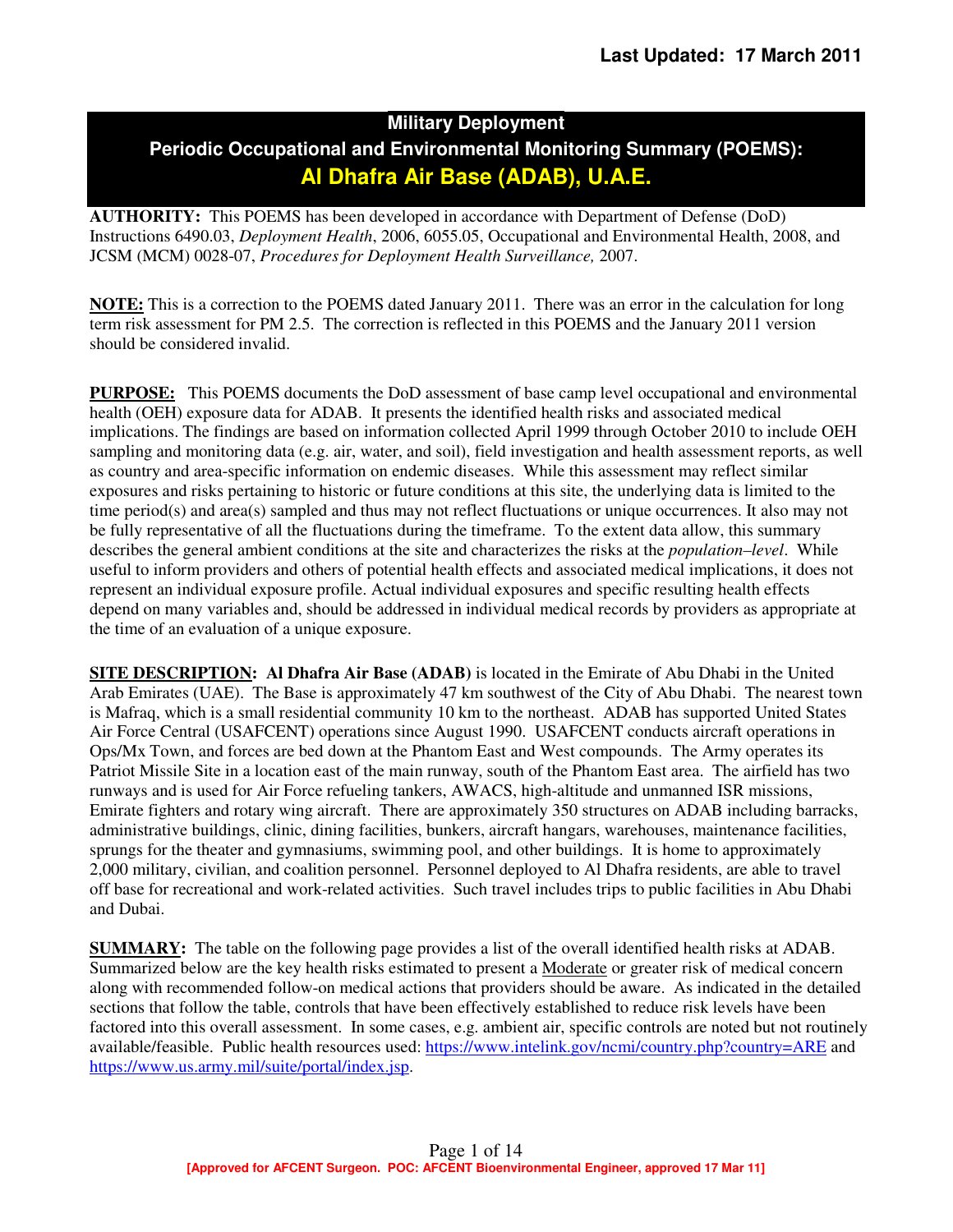**Last Updated: 17 March 2011**

# Military Deployment
## Periodic Occupational and Environmental Monitoring Summary (POEMS):
## Al Dhafra Air Base (ADAB), U.A.E.

**AUTHORITY:** This POEMS has been developed in accordance with Department of Defense (DoD) Instructions 6490.03, *Deployment Health*, 2006, 6055.05, Occupational and Environmental Health, 2008, and JCSM (MCM) 0028-07, *Procedures for Deployment Health Surveillance,* 2007.

**NOTE:** This is a correction to the POEMS dated January 2011. There was an error in the calculation for long term risk assessment for PM 2.5. The correction is reflected in this POEMS and the January 2011 version should be considered invalid.

**PURPOSE:** This POEMS documents the DoD assessment of base camp level occupational and environmental health (OEH) exposure data for ADAB. It presents the identified health risks and associated medical implications. The findings are based on information collected April 1999 through October 2010 to include OEH sampling and monitoring data (e.g. air, water, and soil), field investigation and health assessment reports, as well as country and area-specific information on endemic diseases. While this assessment may reflect similar exposures and risks pertaining to historic or future conditions at this site, the underlying data is limited to the time period(s) and area(s) sampled and thus may not reflect fluctuations or unique occurrences. It also may not be fully representative of all the fluctuations during the timeframe. To the extent data allow, this summary describes the general ambient conditions at the site and characterizes the risks at the *population–level*. While useful to inform providers and others of potential health effects and associated medical implications, it does not represent an individual exposure profile. Actual individual exposures and specific resulting health effects depend on many variables and, should be addressed in individual medical records by providers as appropriate at the time of an evaluation of a unique exposure.

**SITE DESCRIPTION: Al Dhafra Air Base (ADAB)** is located in the Emirate of Abu Dhabi in the United Arab Emirates (UAE). The Base is approximately 47 km southwest of the City of Abu Dhabi. The nearest town is Mafraq, which is a small residential community 10 km to the northeast. ADAB has supported United States Air Force Central (USAFCENT) operations since August 1990. USAFCENT conducts aircraft operations in Ops/Mx Town, and forces are bed down at the Phantom East and West compounds. The Army operates its Patriot Missile Site in a location east of the main runway, south of the Phantom East area. The airfield has two runways and is used for Air Force refueling tankers, AWACS, high-altitude and unmanned ISR missions, Emirate fighters and rotary wing aircraft. There are approximately 350 structures on ADAB including barracks, administrative buildings, clinic, dining facilities, bunkers, aircraft hangars, warehouses, maintenance facilities, sprungs for the theater and gymnasiums, swimming pool, and other buildings. It is home to approximately 2,000 military, civilian, and coalition personnel. Personnel deployed to Al Dhafra residents, are able to travel off base for recreational and work-related activities. Such travel includes trips to public facilities in Abu Dhabi and Dubai.

**SUMMARY:** The table on the following page provides a list of the overall identified health risks at ADAB. Summarized below are the key health risks estimated to present a Moderate or greater risk of medical concern along with recommended follow-on medical actions that providers should be aware. As indicated in the detailed sections that follow the table, controls that have been effectively established to reduce risk levels have been factored into this overall assessment. In some cases, e.g. ambient air, specific controls are noted but not routinely available/feasible. Public health resources used: https://www.intelink.gov/ncmi/country.php?country=ARE and https://www.us.army.mil/suite/portal/index.jsp.

[Approved for AFCENT Surgeon. POC: AFCENT Bioenvironmental Engineer, approved 17 Mar 11]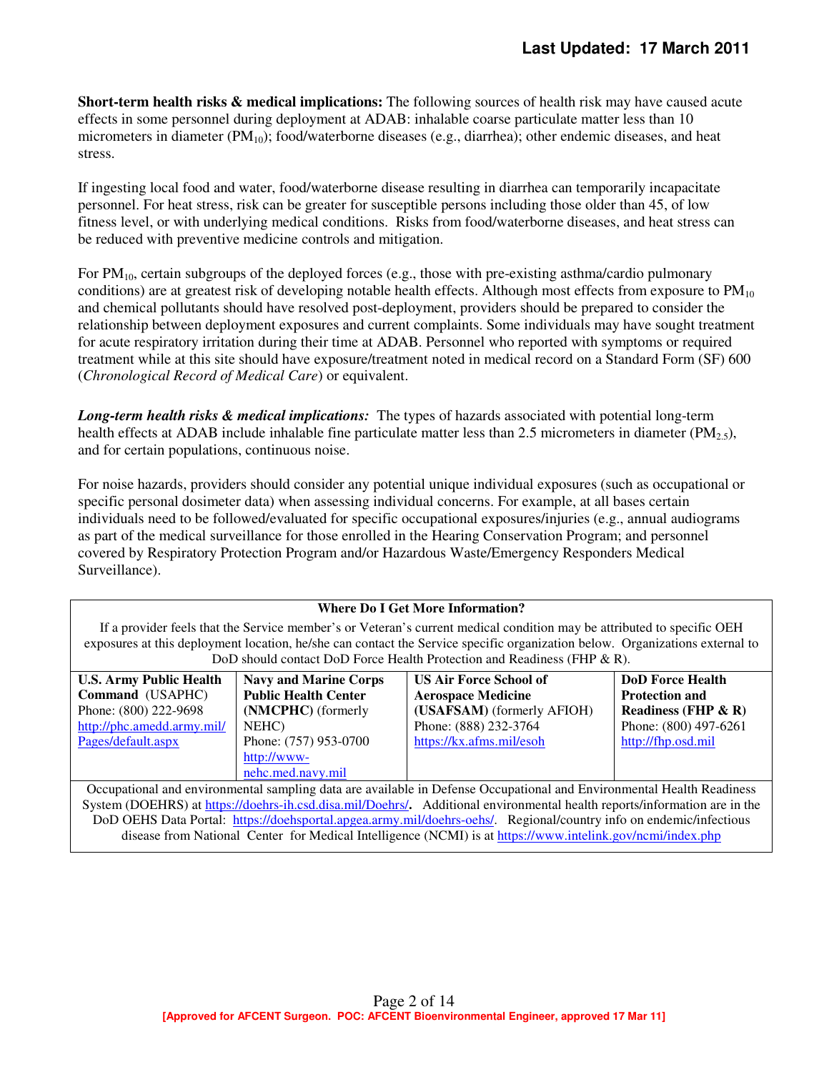**Short-term health risks & medical implications:** The following sources of health risk may have caused acute effects in some personnel during deployment at ADAB: inhalable coarse particulate matter less than 10 micrometers in diameter ($PM_{10}$); food/waterborne diseases (e.g., diarrhea); other endemic diseases, and heat stress.

If ingesting local food and water, food/waterborne disease resulting in diarrhea can temporarily incapacitate personnel. For heat stress, risk can be greater for susceptible persons including those older than 45, of low fitness level, or with underlying medical conditions. Risks from food/waterborne diseases, and heat stress can be reduced with preventive medicine controls and mitigation.

For $PM_{10}$, certain subgroups of the deployed forces (e.g., those with pre-existing asthma/cardio pulmonary conditions) are at greatest risk of developing notable health effects. Although most effects from exposure to $PM_{10}$ and chemical pollutants should have resolved post-deployment, providers should be prepared to consider the relationship between deployment exposures and current complaints. Some individuals may have sought treatment for acute respiratory irritation during their time at ADAB. Personnel who reported with symptoms or required treatment while at this site should have exposure/treatment noted in medical record on a Standard Form (SF) 600 (*Chronological Record of Medical Care*) or equivalent.

***Long-term health risks & medical implications:*** The types of hazards associated with potential long-term health effects at ADAB include inhalable fine particulate matter less than 2.5 micrometers in diameter ($PM_{2.5}$), and for certain populations, continuous noise.

For noise hazards, providers should consider any potential unique individual exposures (such as occupational or specific personal dosimeter data) when assessing individual concerns. For example, at all bases certain individuals need to be followed/evaluated for specific occupational exposures/injuries (e.g., annual audiograms as part of the medical surveillance for those enrolled in the Hearing Conservation Program; and personnel covered by Respiratory Protection Program and/or Hazardous Waste/Emergency Responders Medical Surveillance).

**Where Do I Get More Information?**

If a provider feels that the Service member's or Veteran's current medical condition may be attributed to specific OEH exposures at this deployment location, he/she can contact the Service specific organization below. Organizations external to DoD should contact DoD Force Health Protection and Readiness (FHP & R).

| **U.S. Army Public Health Command** (USAPHC) | **Navy and Marine Corps Public Health Center (NMCPHC)** (formerly NEHC) | **US Air Force School of Aerospace Medicine (USAFSAM)** (formerly AFIOH) | **DoD Force Health Protection and Readiness (FHP & R)** |
|---|---|---|---|
| Phone: (800) 222-9698 http://phc.amedd.army.mil/Pages/default.aspx | Phone: (757) 953-0700 http://www-nehc.med.navy.mil | Phone: (888) 232-3764 https://kx.afms.mil/esoh | Phone: (800) 497-6261 http://fhp.osd.mil |

Occupational and environmental sampling data are available in Defense Occupational and Environmental Health Readiness System (DOEHRS) at https://doehrs-ih.csd.disa.mil/Doehrs/. Additional environmental health reports/information are in the DoD OEHS Data Portal: https://doehsportal.apgea.army.mil/doehrs-oehs/. Regional/country info on endemic/infectious disease from National Center for Medical Intelligence (NCMI) is at https://www.intelink.gov/ncmi/index.php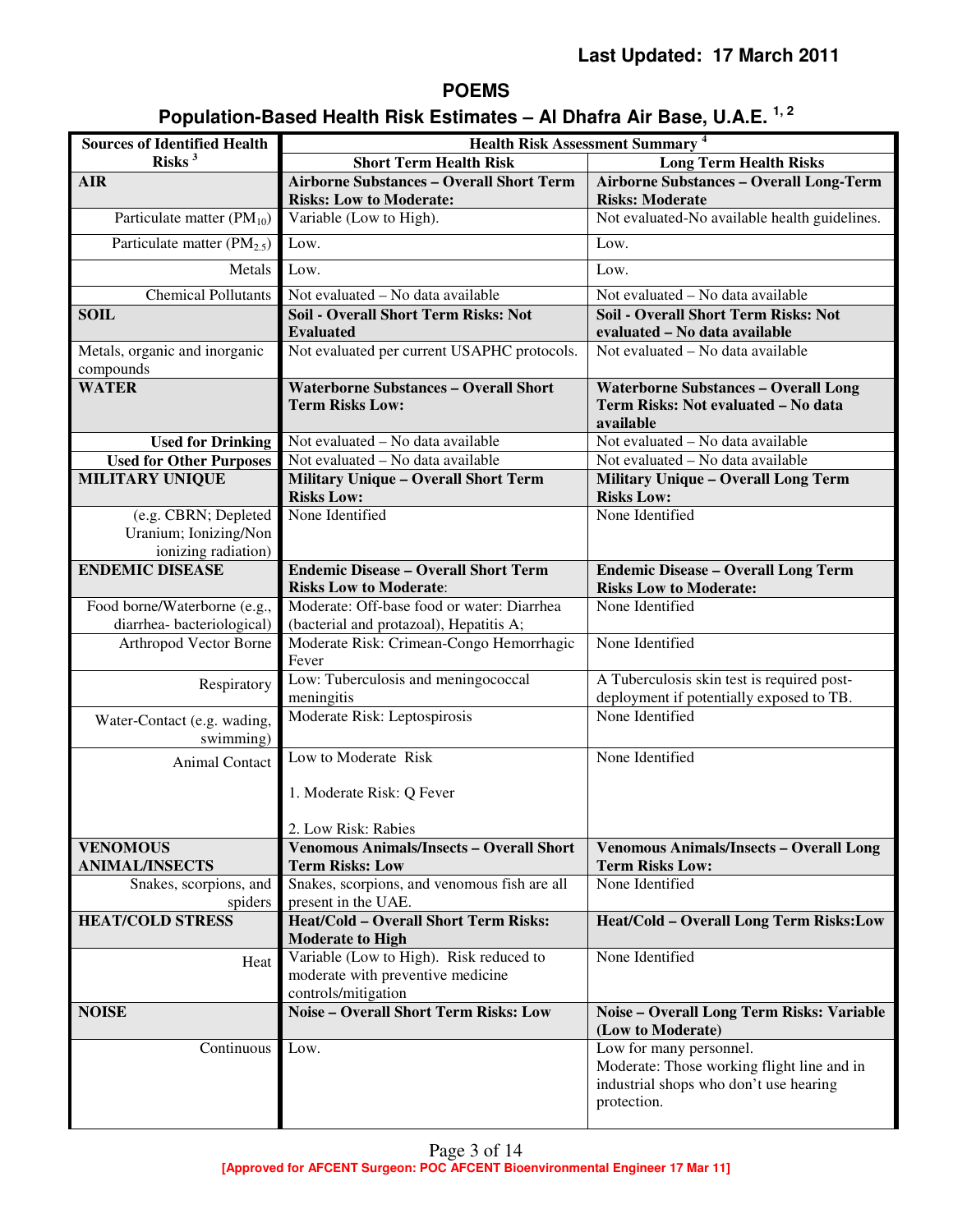Last Updated: 17 March 2011

## POEMS

## Population-Based Health Risk Estimates – Al Dhafra Air Base, U.A.E. [1, 2]

| Sources of Identified Health Risks [3] | Health Risk Assessment Summary [4] | |
|---|---|---|
| | **Short Term Health Risk** | **Long Term Health Risks** |
| **AIR** | **Airborne Substances – Overall Short Term Risks: Low to Moderate:** | **Airborne Substances – Overall Long-Term Risks: Moderate** |
| Particulate matter ($PM_{10}$) | Variable (Low to High). | Not evaluated-No available health guidelines. |
| Particulate matter ($PM_{2.5}$) | Low. | Low. |
| Metals | Low. | Low. |
| Chemical Pollutants | Not evaluated – No data available | Not evaluated – No data available |
| **SOIL** | **Soil - Overall Short Term Risks: Not Evaluated** | **Soil - Overall Short Term Risks: Not evaluated – No data available** |
| Metals, organic and inorganic compounds | Not evaluated per current USAPHC protocols. | Not evaluated – No data available |
| **WATER** | **Waterborne Substances – Overall Short Term Risks Low:** | **Waterborne Substances – Overall Long Term Risks: Not evaluated – No data available** |
| **Used for Drinking** | Not evaluated – No data available | Not evaluated – No data available |
| **Used for Other Purposes** | Not evaluated – No data available | Not evaluated – No data available |
| **MILITARY UNIQUE** | **Military Unique – Overall Short Term Risks Low:** | **Military Unique – Overall Long Term Risks Low:** |
| (e.g. CBRN; Depleted Uranium; Ionizing/Non ionizing radiation) | None Identified | None Identified |
| **ENDEMIC DISEASE** | **Endemic Disease – Overall Short Term Risks Low to Moderate**: | **Endemic Disease – Overall Long Term Risks Low to Moderate:** |
| Food borne/Waterborne (e.g., diarrhea- bacteriological) | Moderate: Off-base food or water: Diarrhea (bacterial and protazoal), Hepatitis A; | None Identified |
| Arthropod Vector Borne | Moderate Risk: Crimean-Congo Hemorrhagic Fever | None Identified |
| Respiratory | Low: Tuberculosis and meningococcal meningitis | A Tuberculosis skin test is required post-deployment if potentially exposed to TB. |
| Water-Contact (e.g. wading, swimming) | Moderate Risk: Leptospirosis | None Identified |
| Animal Contact | Low to Moderate Risk<br><br>1. Moderate Risk: Q Fever<br><br>2. Low Risk: Rabies | None Identified |
| **VENOMOUS ANIMAL/INSECTS** | **Venomous Animals/Insects – Overall Short Term Risks: Low** | **Venomous Animals/Insects – Overall Long Term Risks Low:** |
| Snakes, scorpions, and spiders | Snakes, scorpions, and venomous fish are all present in the UAE. | None Identified |
| **HEAT/COLD STRESS** | **Heat/Cold – Overall Short Term Risks: Moderate to High** | **Heat/Cold – Overall Long Term Risks:Low** |
| Heat | Variable (Low to High). Risk reduced to moderate with preventive medicine controls/mitigation | None Identified |
| **NOISE** | **Noise – Overall Short Term Risks: Low** | **Noise – Overall Long Term Risks: Variable (Low to Moderate)** |
| Continuous | Low. | Low for many personnel.<br>Moderate: Those working flight line and in industrial shops who don't use hearing protection. |

[Approved for AFCENT Surgeon: POC AFCENT Bioenvironmental Engineer 17 Mar 11]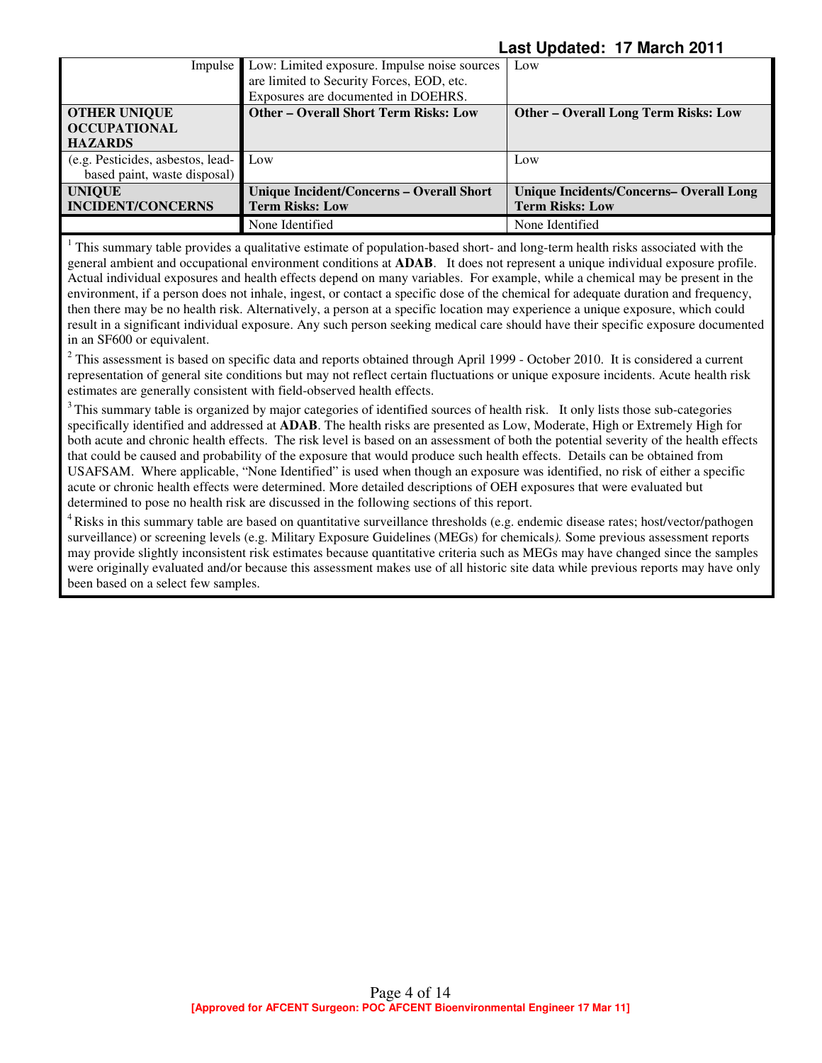**Last Updated: 17 March 2011**

| | | |
|---|---|---|
| Impulse | Low: Limited exposure. Impulse noise sources are limited to Security Forces, EOD, etc. Exposures are documented in DOEHRS. | Low |
| **OTHER UNIQUE OCCUPATIONAL HAZARDS** | **Other – Overall Short Term Risks: Low** | **Other – Overall Long Term Risks: Low** |
| (e.g. Pesticides, asbestos, lead-based paint, waste disposal) | Low | Low |
| **UNIQUE INCIDENT/CONCERNS** | **Unique Incident/Concerns – Overall Short Term Risks: Low** | **Unique Incidents/Concerns– Overall Long Term Risks: Low** |
| | None Identified | None Identified |

[1] This summary table provides a qualitative estimate of population-based short- and long-term health risks associated with the general ambient and occupational environment conditions at **ADAB**. It does not represent a unique individual exposure profile. Actual individual exposures and health effects depend on many variables. For example, while a chemical may be present in the environment, if a person does not inhale, ingest, or contact a specific dose of the chemical for adequate duration and frequency, then there may be no health risk. Alternatively, a person at a specific location may experience a unique exposure, which could result in a significant individual exposure. Any such person seeking medical care should have their specific exposure documented in an SF600 or equivalent.

[2] This assessment is based on specific data and reports obtained through April 1999 - October 2010. It is considered a current representation of general site conditions but may not reflect certain fluctuations or unique exposure incidents. Acute health risk estimates are generally consistent with field-observed health effects.

[3] This summary table is organized by major categories of identified sources of health risk. It only lists those sub-categories specifically identified and addressed at **ADAB**. The health risks are presented as Low, Moderate, High or Extremely High for both acute and chronic health effects. The risk level is based on an assessment of both the potential severity of the health effects that could be caused and probability of the exposure that would produce such health effects. Details can be obtained from USAFSAM. Where applicable, "None Identified" is used when though an exposure was identified, no risk of either a specific acute or chronic health effects were determined. More detailed descriptions of OEH exposures that were evaluated but determined to pose no health risk are discussed in the following sections of this report.

[4] Risks in this summary table are based on quantitative surveillance thresholds (e.g. endemic disease rates; host/vector/pathogen surveillance) or screening levels (e.g. Military Exposure Guidelines (MEGs) for chemicals*)*. Some previous assessment reports may provide slightly inconsistent risk estimates because quantitative criteria such as MEGs may have changed since the samples were originally evaluated and/or because this assessment makes use of all historic site data while previous reports may have only been based on a select few samples.

**[Approved for AFCENT Surgeon: POC AFCENT Bioenvironmental Engineer 17 Mar 11]**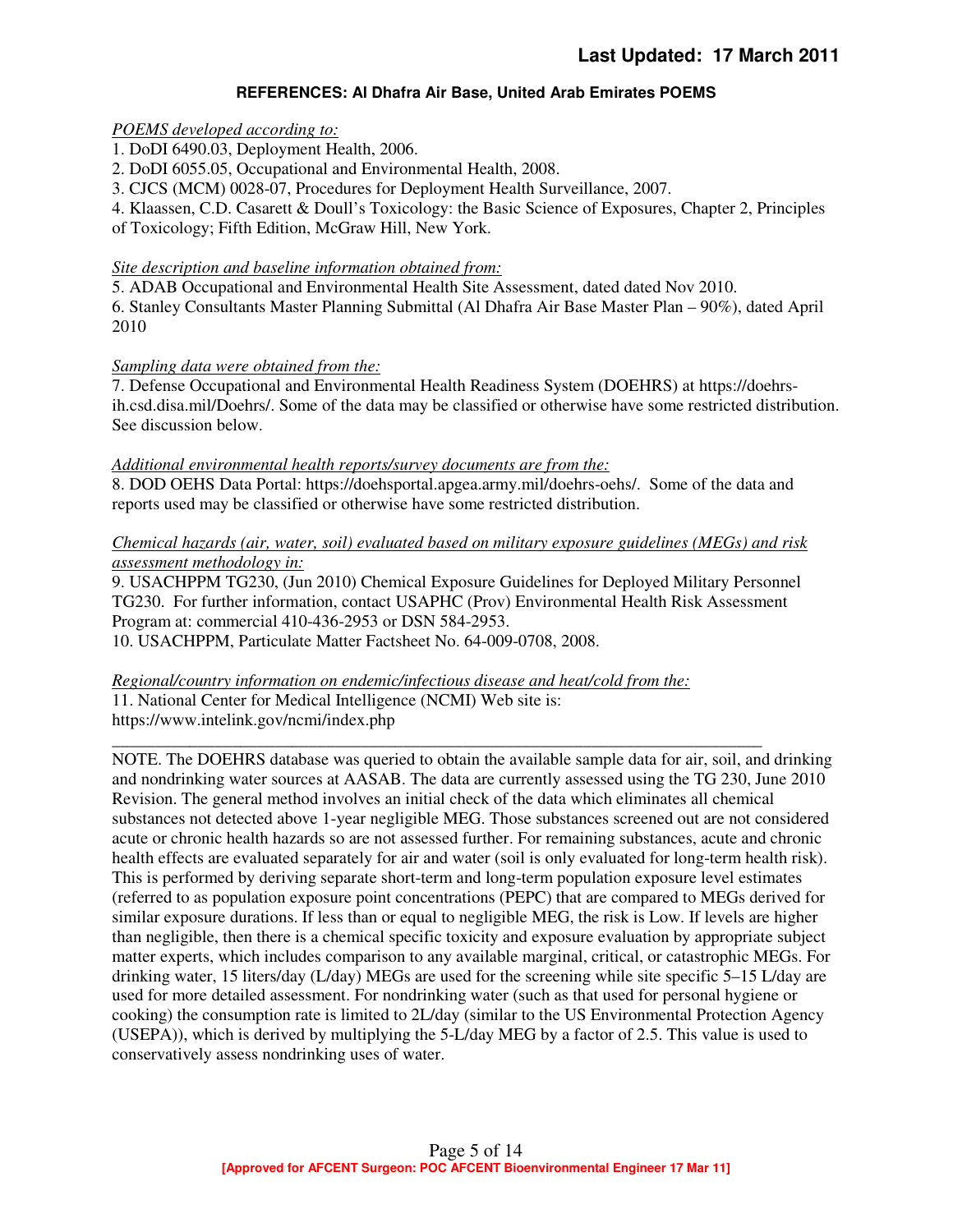## REFERENCES: Al Dhafra Air Base, United Arab Emirates POEMS

*POEMS developed according to:*

1. DoDI 6490.03, Deployment Health, 2006.
2. DoDI 6055.05, Occupational and Environmental Health, 2008.
3. CJCS (MCM) 0028-07, Procedures for Deployment Health Surveillance, 2007.
4. Klaassen, C.D. Casarett & Doull's Toxicology: the Basic Science of Exposures, Chapter 2, Principles of Toxicology; Fifth Edition, McGraw Hill, New York.

*Site description and baseline information obtained from:*

5. ADAB Occupational and Environmental Health Site Assessment, dated dated Nov 2010.
6. Stanley Consultants Master Planning Submittal (Al Dhafra Air Base Master Plan – 90%), dated April 2010

*Sampling data were obtained from the:*

7. Defense Occupational and Environmental Health Readiness System (DOEHRS) at https://doehrs-ih.csd.disa.mil/Doehrs/. Some of the data may be classified or otherwise have some restricted distribution. See discussion below.

*Additional environmental health reports/survey documents are from the:*

8. DOD OEHS Data Portal: https://doehsportal.apgea.army.mil/doehrs-oehs/. Some of the data and reports used may be classified or otherwise have some restricted distribution.

*Chemical hazards (air, water, soil) evaluated based on military exposure guidelines (MEGs) and risk assessment methodology in:*

9. USACHPPM TG230, (Jun 2010) Chemical Exposure Guidelines for Deployed Military Personnel TG230. For further information, contact USAPHC (Prov) Environmental Health Risk Assessment Program at: commercial 410-436-2953 or DSN 584-2953.
10. USACHPPM, Particulate Matter Factsheet No. 64-009-0708, 2008.

*Regional/country information on endemic/infectious disease and heat/cold from the:*

11. National Center for Medical Intelligence (NCMI) Web site is: https://www.intelink.gov/ncmi/index.php

---

NOTE. The DOEHRS database was queried to obtain the available sample data for air, soil, and drinking and nondrinking water sources at AASAB. The data are currently assessed using the TG 230, June 2010 Revision. The general method involves an initial check of the data which eliminates all chemical substances not detected above 1-year negligible MEG. Those substances screened out are not considered acute or chronic health hazards so are not assessed further. For remaining substances, acute and chronic health effects are evaluated separately for air and water (soil is only evaluated for long-term health risk). This is performed by deriving separate short-term and long-term population exposure level estimates (referred to as population exposure point concentrations (PEPC) that are compared to MEGs derived for similar exposure durations. If less than or equal to negligible MEG, the risk is Low. If levels are higher than negligible, then there is a chemical specific toxicity and exposure evaluation by appropriate subject matter experts, which includes comparison to any available marginal, critical, or catastrophic MEGs. For drinking water, 15 liters/day (L/day) MEGs are used for the screening while site specific 5–15 L/day are used for more detailed assessment. For nondrinking water (such as that used for personal hygiene or cooking) the consumption rate is limited to 2L/day (similar to the US Environmental Protection Agency (USEPA)), which is derived by multiplying the 5-L/day MEG by a factor of 2.5. This value is used to conservatively assess nondrinking uses of water.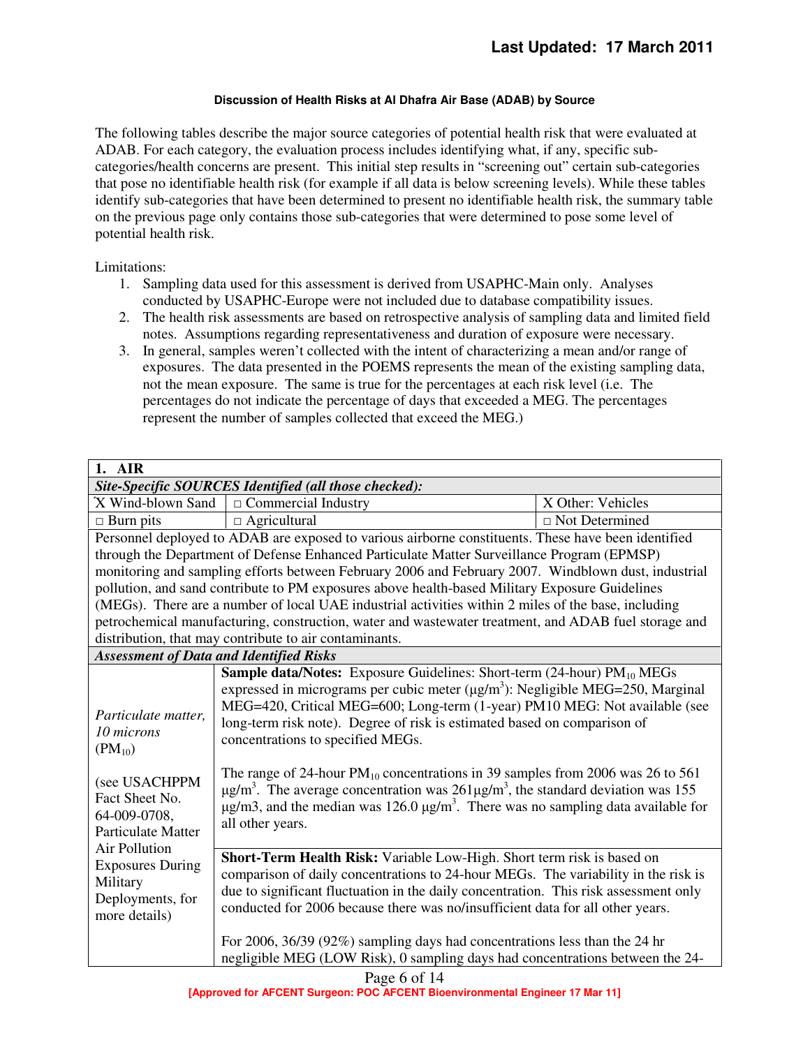**Discussion of Health Risks at Al Dhafra Air Base (ADAB) by Source**

The following tables describe the major source categories of potential health risk that were evaluated at ADAB. For each category, the evaluation process includes identifying what, if any, specific sub-categories/health concerns are present. This initial step results in "screening out" certain sub-categories that pose no identifiable health risk (for example if all data is below screening levels). While these tables identify sub-categories that have been determined to present no identifiable health risk, the summary table on the previous page only contains those sub-categories that were determined to pose some level of potential health risk.

Limitations:

1. Sampling data used for this assessment is derived from USAPHC-Main only. Analyses conducted by USAPHC-Europe were not included due to database compatibility issues.
2. The health risk assessments are based on retrospective analysis of sampling data and limited field notes. Assumptions regarding representativeness and duration of exposure were necessary.
3. In general, samples weren't collected with the intent of characterizing a mean and/or range of exposures. The data presented in the POEMS represents the mean of the existing sampling data, not the mean exposure. The same is true for the percentages at each risk level (i.e. The percentages do not indicate the percentage of days that exceeded a MEG. The percentages represent the number of samples collected that exceed the MEG.)

| **1. AIR** | | |
|---|---|---|
| ***Site-Specific SOURCES Identified (all those checked):*** | | |
| X Wind-blown Sand | □ Commercial Industry | X Other: Vehicles |
| □ Burn pits | □ Agricultural | □ Not Determined |
| Personnel deployed to ADAB are exposed to various airborne constituents. These have been identified through the Department of Defense Enhanced Particulate Matter Surveillance Program (EPMSP) monitoring and sampling efforts between February 2006 and February 2007. Windblown dust, industrial pollution, and sand contribute to PM exposures above health-based Military Exposure Guidelines (MEGs). There are a number of local UAE industrial activities within 2 miles of the base, including petrochemical manufacturing, construction, water and wastewater treatment, and ADAB fuel storage and distribution, that may contribute to air contaminants. | | |
| ***Assessment of Data and Identified Risks*** | | |
| *Particulate matter, 10 microns* ($PM_{10}$) (see USACHPPM Fact Sheet No. 64-009-0708, Particulate Matter Air Pollution Exposures During Military Deployments, for more details) | **Sample data/Notes:** Exposure Guidelines: Short-term (24-hour) $PM_{10}$ MEGs expressed in micrograms per cubic meter ($\mu g/m^3$): Negligible MEG=250, Marginal MEG=420, Critical MEG=600; Long-term (1-year) PM10 MEG: Not available (see long-term risk note). Degree of risk is estimated based on comparison of concentrations to specified MEGs.<br><br>The range of 24-hour $PM_{10}$ concentrations in 39 samples from 2006 was 26 to 561 $\mu g/m^3$. The average concentration was 261$\mu g/m^3$, the standard deviation was 155 µg/m3, and the median was 126.0 $\mu g/m^3$. There was no sampling data available for all other years. | |
| | **Short-Term Health Risk:** Variable Low-High. Short term risk is based on comparison of daily concentrations to 24-hour MEGs. The variability in the risk is due to significant fluctuation in the daily concentration. This risk assessment only conducted for 2006 because there was no/insufficient data for all other years.<br><br>For 2006, 36/39 (92%) sampling days had concentrations less than the 24 hr negligible MEG (LOW Risk), 0 sampling days had concentrations between the 24- | |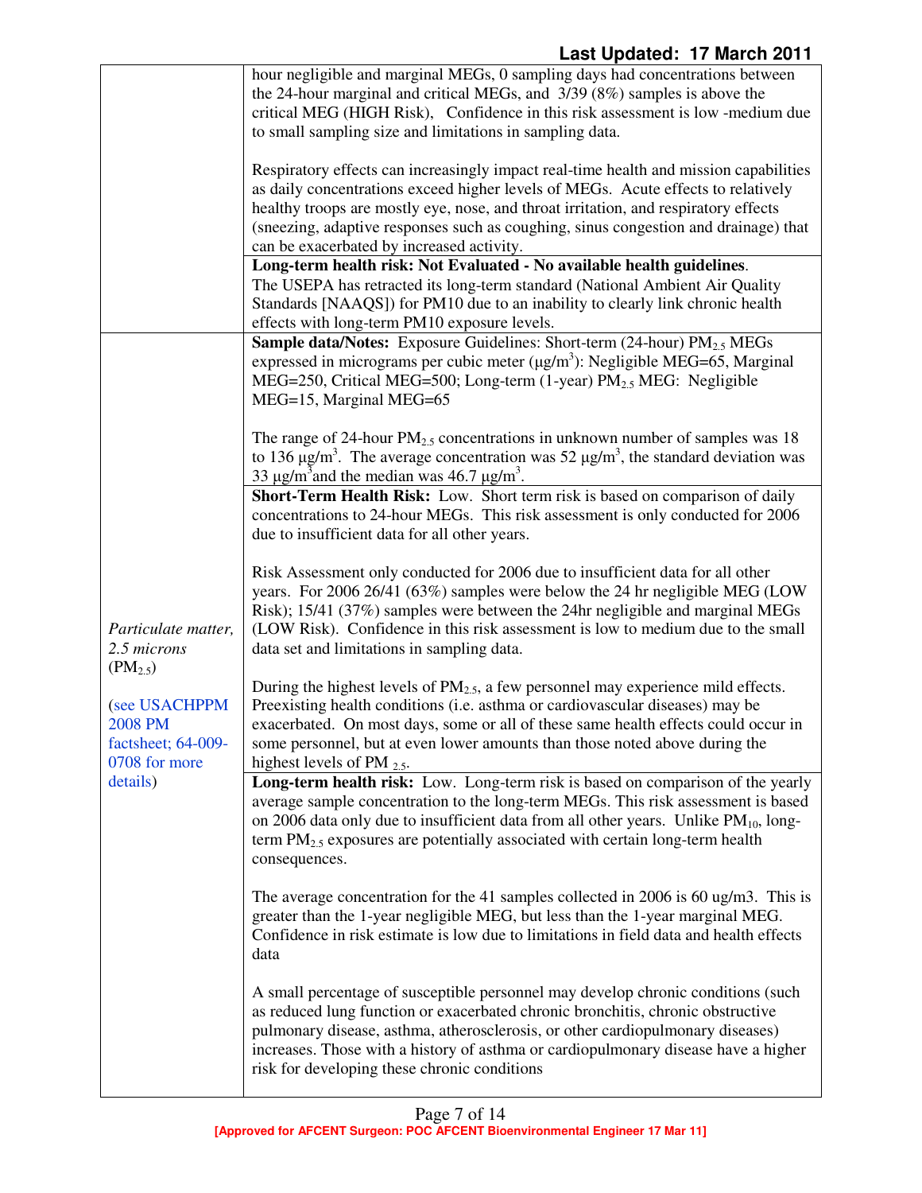| | |
|---|---|
| | hour negligible and marginal MEGs, 0 sampling days had concentrations between the 24-hour marginal and critical MEGs, and 3/39 (8%) samples is above the critical MEG (HIGH Risk), Confidence in this risk assessment is low -medium due to small sampling size and limitations in sampling data.<br><br>Respiratory effects can increasingly impact real-time health and mission capabilities as daily concentrations exceed higher levels of MEGs. Acute effects to relatively healthy troops are mostly eye, nose, and throat irritation, and respiratory effects (sneezing, adaptive responses such as coughing, sinus congestion and drainage) that can be exacerbated by increased activity. |
| | **Long-term health risk: Not Evaluated - No available health guidelines**.<br>The USEPA has retracted its long-term standard (National Ambient Air Quality Standards [NAAQS]) for PM10 due to an inability to clearly link chronic health effects with long-term PM10 exposure levels. |
| *Particulate matter, 2.5 microns* ($PM_{2.5}$)<br><br>(see USACHPPM 2008 PM factsheet; 64-009-0708 for more details) | **Sample data/Notes:** Exposure Guidelines: Short-term (24-hour) $PM_{2.5}$ MEGs expressed in micrograms per cubic meter ($\mu g/m^3$): Negligible MEG=65, Marginal MEG=250, Critical MEG=500; Long-term (1-year) $PM_{2.5}$ MEG: Negligible MEG=15, Marginal MEG=65<br><br>The range of 24-hour $PM_{2.5}$ concentrations in unknown number of samples was 18 to 136 $\mu g/m^3$. The average concentration was 52 $\mu g/m^3$, the standard deviation was 33 $\mu g/m^3$ and the median was 46.7 $\mu g/m^3$. |
| | **Short-Term Health Risk:** Low. Short term risk is based on comparison of daily concentrations to 24-hour MEGs. This risk assessment is only conducted for 2006 due to insufficient data for all other years.<br><br>Risk Assessment only conducted for 2006 due to insufficient data for all other years. For 2006 26/41 (63%) samples were below the 24 hr negligible MEG (LOW Risk); 15/41 (37%) samples were between the 24hr negligible and marginal MEGs (LOW Risk). Confidence in this risk assessment is low to medium due to the small data set and limitations in sampling data.<br><br>During the highest levels of $PM_{2.5}$, a few personnel may experience mild effects. Preexisting health conditions (i.e. asthma or cardiovascular diseases) may be exacerbated. On most days, some or all of these same health effects could occur in some personnel, but at even lower amounts than those noted above during the highest levels of $PM_{2.5}$. |
| | **Long-term health risk:** Low. Long-term risk is based on comparison of the yearly average sample concentration to the long-term MEGs. This risk assessment is based on 2006 data only due to insufficient data from all other years. Unlike $PM_{10}$, long-term $PM_{2.5}$ exposures are potentially associated with certain long-term health consequences.<br><br>The average concentration for the 41 samples collected in 2006 is 60 ug/m3. This is greater than the 1-year negligible MEG, but less than the 1-year marginal MEG. Confidence in risk estimate is low due to limitations in field data and health effects data<br><br>A small percentage of susceptible personnel may develop chronic conditions (such as reduced lung function or exacerbated chronic bronchitis, chronic obstructive pulmonary disease, asthma, atherosclerosis, or other cardiopulmonary diseases) increases. Those with a history of asthma or cardiopulmonary disease have a higher risk for developing these chronic conditions |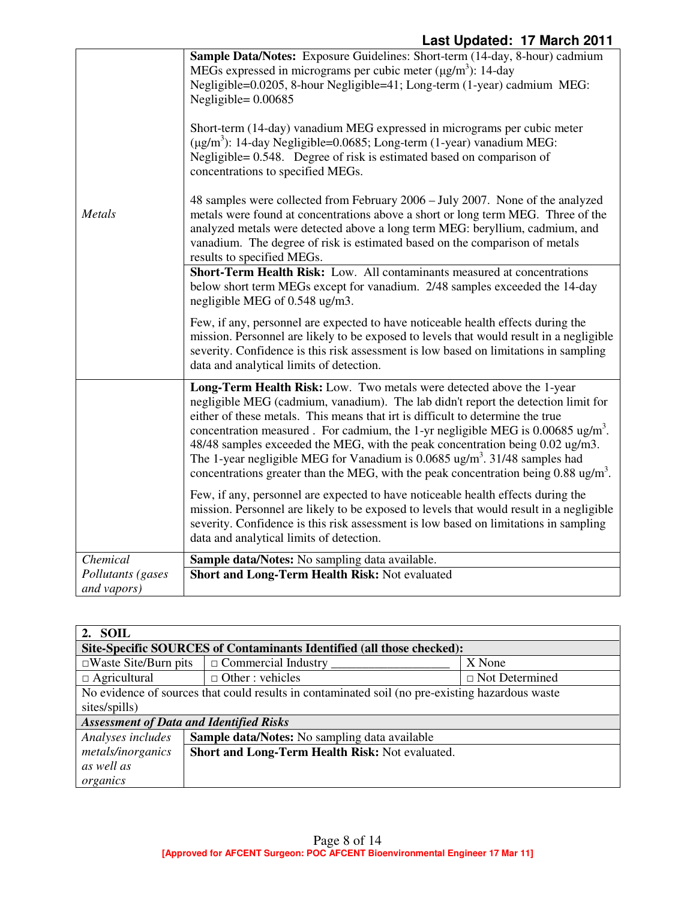| | |
|---|---|
| *Metals* | **Sample Data/Notes:** Exposure Guidelines: Short-term (14-day, 8-hour) cadmium MEGs expressed in micrograms per cubic meter (μg/m$^3$): 14-day Negligible=0.0205, 8-hour Negligible=41; Long-term (1-year) cadmium MEG: Negligible= 0.00685<br><br>Short-term (14-day) vanadium MEG expressed in micrograms per cubic meter (μg/m$^3$): 14-day Negligible=0.0685; Long-term (1-year) vanadium MEG: Negligible= 0.548. Degree of risk is estimated based on comparison of concentrations to specified MEGs.<br><br>48 samples were collected from February 2006 – July 2007. None of the analyzed metals were found at concentrations above a short or long term MEG. Three of the analyzed metals were detected above a long term MEG: beryllium, cadmium, and vanadium. The degree of risk is estimated based on the comparison of metals results to specified MEGs. |
| | **Short-Term Health Risk:** Low. All contaminants measured at concentrations below short term MEGs except for vanadium. 2/48 samples exceeded the 14-day negligible MEG of 0.548 ug/m3.<br><br>Few, if any, personnel are expected to have noticeable health effects during the mission. Personnel are likely to be exposed to levels that would result in a negligible severity. Confidence is this risk assessment is low based on limitations in sampling data and analytical limits of detection. |
| | **Long-Term Health Risk:** Low. Two metals were detected above the 1-year negligible MEG (cadmium, vanadium). The lab didn't report the detection limit for either of these metals. This means that irt is difficult to determine the true concentration measured . For cadmium, the 1-yr negligible MEG is 0.00685 ug/m$^3$. 48/48 samples exceeded the MEG, with the peak concentration being 0.02 ug/m3. The 1-year negligible MEG for Vanadium is 0.0685 ug/m$^3$. 31/48 samples had concentrations greater than the MEG, with the peak concentration being 0.88 ug/m$^3$.<br><br>Few, if any, personnel are expected to have noticeable health effects during the mission. Personnel are likely to be exposed to levels that would result in a negligible severity. Confidence is this risk assessment is low based on limitations in sampling data and analytical limits of detection. |
| *Chemical Pollutants (gases and vapors)* | **Sample data/Notes:** No sampling data available.<br>**Short and Long-Term Health Risk:** Not evaluated |

| **2. SOIL** | | |
|---|---|---|
| **Site-Specific SOURCES of Contaminants Identified (all those checked):** | | |
| □Waste Site/Burn pits | □ Commercial Industry ___________________ | X None |
| □ Agricultural | □ Other : vehicles | □ Not Determined |
| No evidence of sources that could results in contaminated soil (no pre-existing hazardous waste sites/spills) | | |
| ***Assessment of Data and Identified Risks*** | | |
| *Analyses includes metals/inorganics as well as organics* | **Sample data/Notes:** No sampling data available<br>**Short and Long-Term Health Risk:** Not evaluated. | |

[Approved for AFCENT Surgeon: POC AFCENT Bioenvironmental Engineer 17 Mar 11]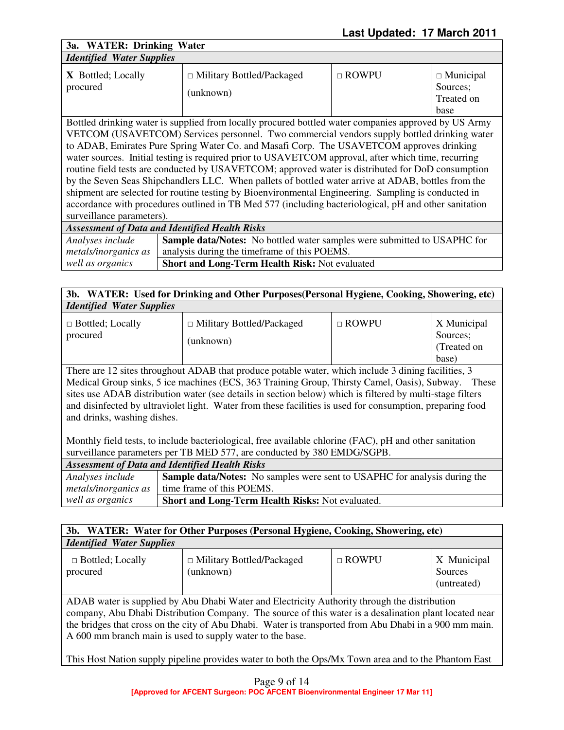**Last Updated: 17 March 2011**

| **3a. WATER: Drinking Water** | | | |
|---|---|---|---|
| ***Identified Water Supplies*** | | | |
| **X** Bottled; Locally procured | □ Military Bottled/Packaged (unknown) | □ ROWPU | □ Municipal Sources; Treated on base |
| Bottled drinking water is supplied from locally procured bottled water companies approved by US Army VETCOM (USAVETCOM) Services personnel. Two commercial vendors supply bottled drinking water to ADAB, Emirates Pure Spring Water Co. and Masafi Corp. The USAVETCOM approves drinking water sources. Initial testing is required prior to USAVETCOM approval, after which time, recurring routine field tests are conducted by USAVETCOM; approved water is distributed for DoD consumption by the Seven Seas Shipchandlers LLC. When pallets of bottled water arrive at ADAB, bottles from the shipment are selected for routine testing by Bioenvironmental Engineering. Sampling is conducted in accordance with procedures outlined in TB Med 577 (including bacteriological, pH and other sanitation surveillance parameters). | | | |
| ***Assessment of Data and Identified Health Risks*** | | | |
| *Analyses include metals/inorganics as well as organics* | **Sample data/Notes:** No bottled water samples were submitted to USAPHC for analysis during the timeframe of this POEMS. | | |
| | **Short and Long-Term Health Risk:** Not evaluated | | |

| **3b. WATER: Used for Drinking and Other Purposes(Personal Hygiene, Cooking, Showering, etc)** | | | |
|---|---|---|---|
| ***Identified Water Supplies*** | | | |
| □ Bottled; Locally procured | □ Military Bottled/Packaged (unknown) | □ ROWPU | X Municipal Sources; (Treated on base) |
| There are 12 sites throughout ADAB that produce potable water, which include 3 dining facilities, 3 Medical Group sinks, 5 ice machines (ECS, 363 Training Group, Thirsty Camel, Oasis), Subway. These sites use ADAB distribution water (see details in section below) which is filtered by multi-stage filters and disinfected by ultraviolet light. Water from these facilities is used for consumption, preparing food and drinks, washing dishes. <br><br> Monthly field tests, to include bacteriological, free available chlorine (FAC), pH and other sanitation surveillance parameters per TB MED 577, are conducted by 380 EMDG/SGPB. | | | |
| ***Assessment of Data and Identified Health Risks*** | | | |
| *Analyses include metals/inorganics as well as organics* | **Sample data/Notes:** No samples were sent to USAPHC for analysis during the time frame of this POEMS. | | |
| | **Short and Long-Term Health Risks:** Not evaluated. | | |

| **3b. WATER: Water for Other Purposes (Personal Hygiene, Cooking, Showering, etc)** | | | |
|---|---|---|---|
| ***Identified Water Supplies*** | | | |
| □ Bottled; Locally procured | □ Military Bottled/Packaged (unknown) | □ ROWPU | X Municipal Sources (untreated) |
| ADAB water is supplied by Abu Dhabi Water and Electricity Authority through the distribution company, Abu Dhabi Distribution Company. The source of this water is a desalination plant located near the bridges that cross on the city of Abu Dhabi. Water is transported from Abu Dhabi in a 900 mm main. A 600 mm branch main is used to supply water to the base. <br><br> This Host Nation supply pipeline provides water to both the Ops/Mx Town area and to the Phantom East | | | |

[Approved for AFCENT Surgeon: POC AFCENT Bioenvironmental Engineer 17 Mar 11]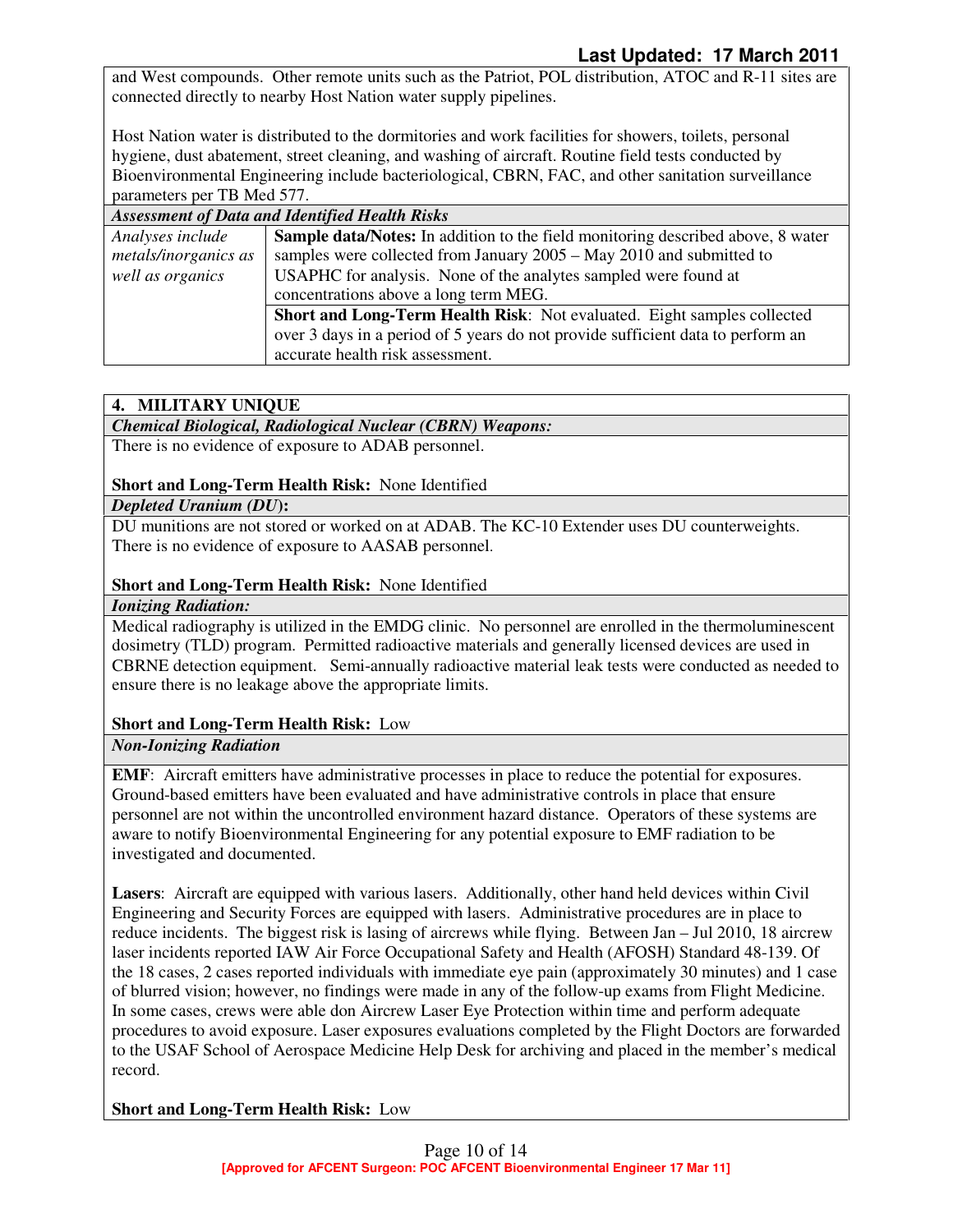and West compounds. Other remote units such as the Patriot, POL distribution, ATOC and R-11 sites are connected directly to nearby Host Nation water supply pipelines.

Host Nation water is distributed to the dormitories and work facilities for showers, toilets, personal hygiene, dust abatement, street cleaning, and washing of aircraft. Routine field tests conducted by Bioenvironmental Engineering include bacteriological, CBRN, FAC, and other sanitation surveillance parameters per TB Med 577.

| *Assessment of Data and Identified Health Risks* | |
|---|---|
| *Analyses include metals/inorganics as well as organics* | **Sample data/Notes:** In addition to the field monitoring described above, 8 water samples were collected from January 2005 – May 2010 and submitted to USAPHC for analysis. None of the analytes sampled were found at concentrations above a long term MEG. |
| | **Short and Long-Term Health Risk**: Not evaluated. Eight samples collected over 3 days in a period of 5 years do not provide sufficient data to perform an accurate health risk assessment. |

## 4. MILITARY UNIQUE

***Chemical Biological, Radiological Nuclear (CBRN) Weapons:***

There is no evidence of exposure to ADAB personnel.

**Short and Long-Term Health Risk:** None Identified

***Depleted Uranium (DU):***

DU munitions are not stored or worked on at ADAB. The KC-10 Extender uses DU counterweights. There is no evidence of exposure to AASAB personnel.

**Short and Long-Term Health Risk:** None Identified

***Ionizing Radiation:***

Medical radiography is utilized in the EMDG clinic. No personnel are enrolled in the thermoluminescent dosimetry (TLD) program. Permitted radioactive materials and generally licensed devices are used in CBRNE detection equipment. Semi-annually radioactive material leak tests were conducted as needed to ensure there is no leakage above the appropriate limits.

**Short and Long-Term Health Risk:** Low

***Non-Ionizing Radiation***

**EMF**: Aircraft emitters have administrative processes in place to reduce the potential for exposures. Ground-based emitters have been evaluated and have administrative controls in place that ensure personnel are not within the uncontrolled environment hazard distance. Operators of these systems are aware to notify Bioenvironmental Engineering for any potential exposure to EMF radiation to be investigated and documented.

**Lasers**: Aircraft are equipped with various lasers. Additionally, other hand held devices within Civil Engineering and Security Forces are equipped with lasers. Administrative procedures are in place to reduce incidents. The biggest risk is lasing of aircrews while flying. Between Jan – Jul 2010, 18 aircrew laser incidents reported IAW Air Force Occupational Safety and Health (AFOSH) Standard 48-139. Of the 18 cases, 2 cases reported individuals with immediate eye pain (approximately 30 minutes) and 1 case of blurred vision; however, no findings were made in any of the follow-up exams from Flight Medicine. In some cases, crews were able don Aircrew Laser Eye Protection within time and perform adequate procedures to avoid exposure. Laser exposures evaluations completed by the Flight Doctors are forwarded to the USAF School of Aerospace Medicine Help Desk for archiving and placed in the member's medical record.

**Short and Long-Term Health Risk:** Low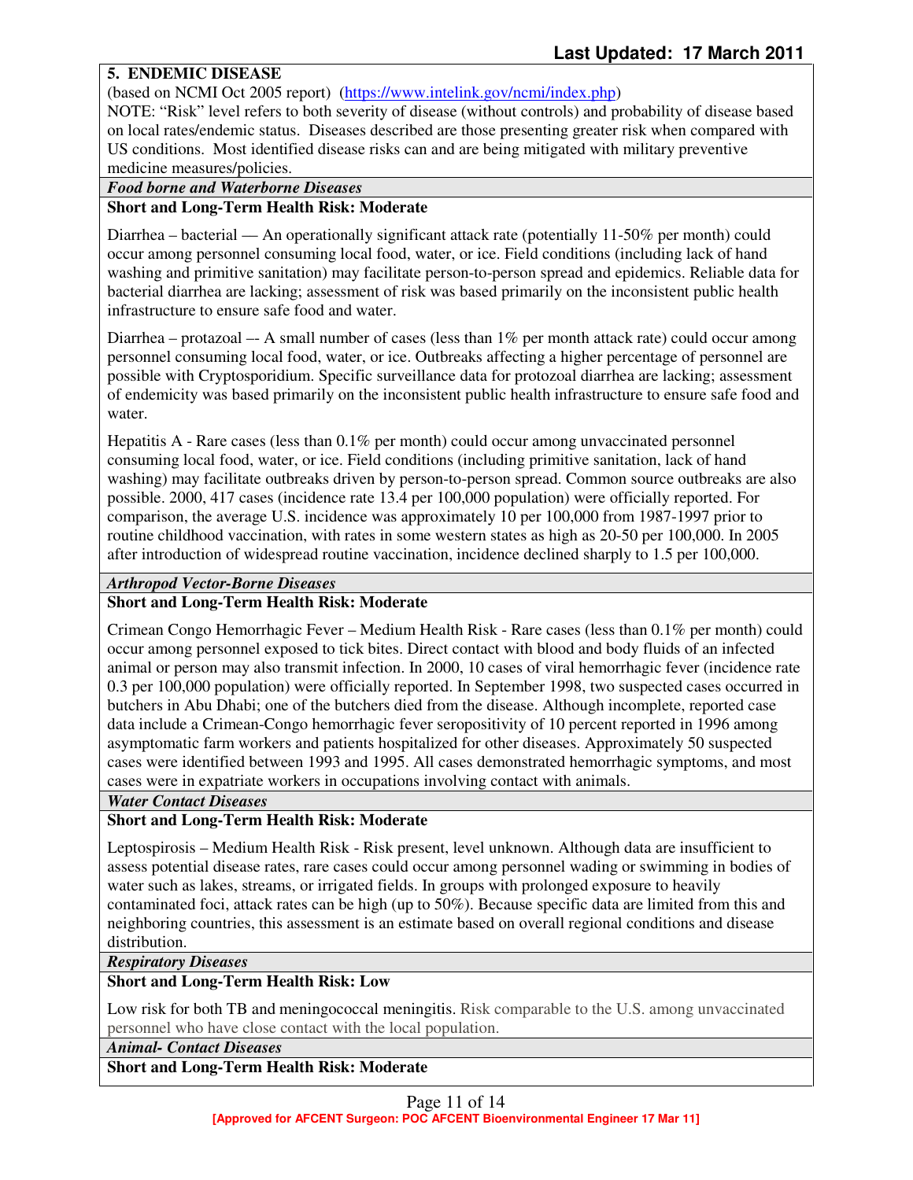**Last Updated: 17 March 2011**

## 5. ENDEMIC DISEASE

(based on NCMI Oct 2005 report) (https://www.intelink.gov/ncmi/index.php)

NOTE: "Risk" level refers to both severity of disease (without controls) and probability of disease based on local rates/endemic status. Diseases described are those presenting greater risk when compared with US conditions. Most identified disease risks can and are being mitigated with military preventive medicine measures/policies.

### *Food borne and Waterborne Diseases*

**Short and Long-Term Health Risk: Moderate**

Diarrhea – bacterial — An operationally significant attack rate (potentially 11-50% per month) could occur among personnel consuming local food, water, or ice. Field conditions (including lack of hand washing and primitive sanitation) may facilitate person-to-person spread and epidemics. Reliable data for bacterial diarrhea are lacking; assessment of risk was based primarily on the inconsistent public health infrastructure to ensure safe food and water.

Diarrhea – protazoal –- A small number of cases (less than 1% per month attack rate) could occur among personnel consuming local food, water, or ice. Outbreaks affecting a higher percentage of personnel are possible with Cryptosporidium. Specific surveillance data for protozoal diarrhea are lacking; assessment of endemicity was based primarily on the inconsistent public health infrastructure to ensure safe food and water.

Hepatitis A - Rare cases (less than 0.1% per month) could occur among unvaccinated personnel consuming local food, water, or ice. Field conditions (including primitive sanitation, lack of hand washing) may facilitate outbreaks driven by person-to-person spread. Common source outbreaks are also possible. 2000, 417 cases (incidence rate 13.4 per 100,000 population) were officially reported. For comparison, the average U.S. incidence was approximately 10 per 100,000 from 1987-1997 prior to routine childhood vaccination, with rates in some western states as high as 20-50 per 100,000. In 2005 after introduction of widespread routine vaccination, incidence declined sharply to 1.5 per 100,000.

### *Arthropod Vector-Borne Diseases*

**Short and Long-Term Health Risk: Moderate**

Crimean Congo Hemorrhagic Fever – Medium Health Risk - Rare cases (less than 0.1% per month) could occur among personnel exposed to tick bites. Direct contact with blood and body fluids of an infected animal or person may also transmit infection. In 2000, 10 cases of viral hemorrhagic fever (incidence rate 0.3 per 100,000 population) were officially reported. In September 1998, two suspected cases occurred in butchers in Abu Dhabi; one of the butchers died from the disease. Although incomplete, reported case data include a Crimean-Congo hemorrhagic fever seropositivity of 10 percent reported in 1996 among asymptomatic farm workers and patients hospitalized for other diseases. Approximately 50 suspected cases were identified between 1993 and 1995. All cases demonstrated hemorrhagic symptoms, and most cases were in expatriate workers in occupations involving contact with animals.

### *Water Contact Diseases*

**Short and Long-Term Health Risk: Moderate**

Leptospirosis – Medium Health Risk - Risk present, level unknown. Although data are insufficient to assess potential disease rates, rare cases could occur among personnel wading or swimming in bodies of water such as lakes, streams, or irrigated fields. In groups with prolonged exposure to heavily contaminated foci, attack rates can be high (up to 50%). Because specific data are limited from this and neighboring countries, this assessment is an estimate based on overall regional conditions and disease distribution.

### *Respiratory Diseases*

**Short and Long-Term Health Risk: Low**

Low risk for both TB and meningococcal meningitis. Risk comparable to the U.S. among unvaccinated personnel who have close contact with the local population.

### *Animal- Contact Diseases*

**Short and Long-Term Health Risk: Moderate**

**[Approved for AFCENT Surgeon: POC AFCENT Bioenvironmental Engineer 17 Mar 11]**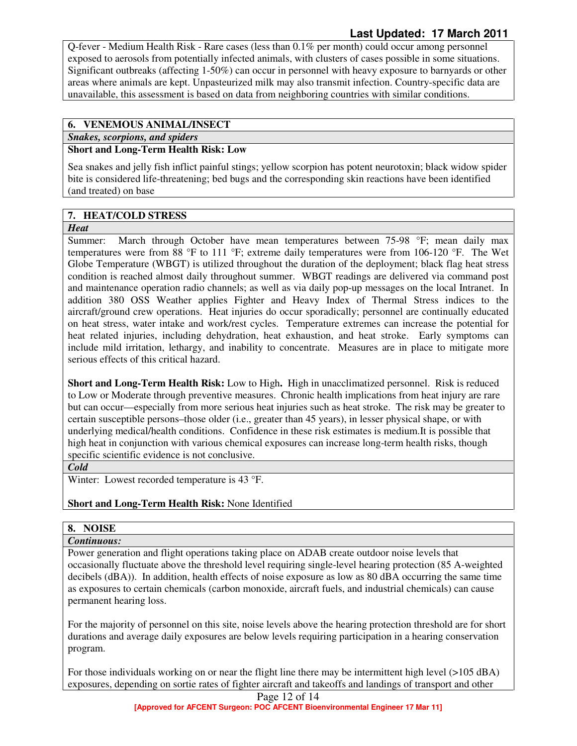Q-fever - Medium Health Risk - Rare cases (less than 0.1% per month) could occur among personnel exposed to aerosols from potentially infected animals, with clusters of cases possible in some situations. Significant outbreaks (affecting 1-50%) can occur in personnel with heavy exposure to barnyards or other areas where animals are kept. Unpasteurized milk may also transmit infection. Country-specific data are unavailable, this assessment is based on data from neighboring countries with similar conditions.

## 6. VENEMOUS ANIMAL/INSECT

### *Snakes, scorpions, and spiders*

**Short and Long-Term Health Risk: Low**

Sea snakes and jelly fish inflict painful stings; yellow scorpion has potent neurotoxin; black widow spider bite is considered life-threatening; bed bugs and the corresponding skin reactions have been identified (and treated) on base

## 7. HEAT/COLD STRESS

### *Heat*

Summer: March through October have mean temperatures between 75-98 °F; mean daily max temperatures were from 88 °F to 111 °F; extreme daily temperatures were from 106-120 °F. The Wet Globe Temperature (WBGT) is utilized throughout the duration of the deployment; black flag heat stress condition is reached almost daily throughout summer. WBGT readings are delivered via command post and maintenance operation radio channels; as well as via daily pop-up messages on the local Intranet. In addition 380 OSS Weather applies Fighter and Heavy Index of Thermal Stress indices to the aircraft/ground crew operations. Heat injuries do occur sporadically; personnel are continually educated on heat stress, water intake and work/rest cycles. Temperature extremes can increase the potential for heat related injuries, including dehydration, heat exhaustion, and heat stroke. Early symptoms can include mild irritation, lethargy, and inability to concentrate. Measures are in place to mitigate more serious effects of this critical hazard.

**Short and Long-Term Health Risk:** Low to High**.** High in unacclimatized personnel. Risk is reduced to Low or Moderate through preventive measures. Chronic health implications from heat injury are rare but can occur—especially from more serious heat injuries such as heat stroke. The risk may be greater to certain susceptible persons–those older (i.e., greater than 45 years), in lesser physical shape, or with underlying medical/health conditions. Confidence in these risk estimates is medium.It is possible that high heat in conjunction with various chemical exposures can increase long-term health risks, though specific scientific evidence is not conclusive.

### *Cold*

Winter: Lowest recorded temperature is 43 °F.

**Short and Long-Term Health Risk:** None Identified

## 8. NOISE

### *Continuous:*

Power generation and flight operations taking place on ADAB create outdoor noise levels that occasionally fluctuate above the threshold level requiring single-level hearing protection (85 A-weighted decibels (dBA)). In addition, health effects of noise exposure as low as 80 dBA occurring the same time as exposures to certain chemicals (carbon monoxide, aircraft fuels, and industrial chemicals) can cause permanent hearing loss.

For the majority of personnel on this site, noise levels above the hearing protection threshold are for short durations and average daily exposures are below levels requiring participation in a hearing conservation program.

For those individuals working on or near the flight line there may be intermittent high level (>105 dBA) exposures, depending on sortie rates of fighter aircraft and takeoffs and landings of transport and other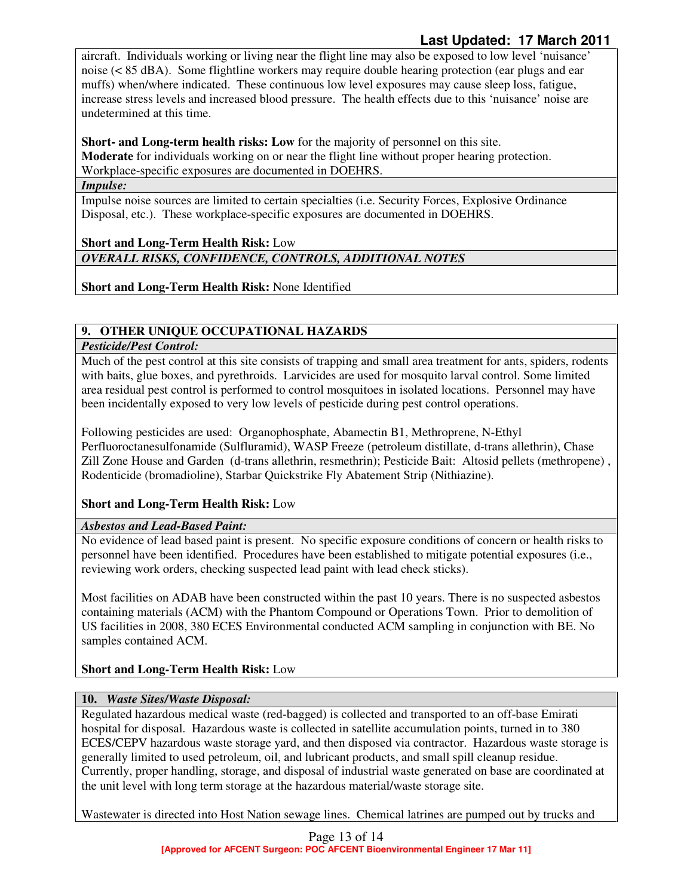aircraft. Individuals working or living near the flight line may also be exposed to low level 'nuisance' noise (< 85 dBA). Some flightline workers may require double hearing protection (ear plugs and ear muffs) when/where indicated. These continuous low level exposures may cause sleep loss, fatigue, increase stress levels and increased blood pressure. The health effects due to this 'nuisance' noise are undetermined at this time.

**Short- and Long-term health risks: Low** for the majority of personnel on this site.
**Moderate** for individuals working on or near the flight line without proper hearing protection. Workplace-specific exposures are documented in DOEHRS.

***Impulse:***

Impulse noise sources are limited to certain specialties (i.e. Security Forces, Explosive Ordinance Disposal, etc.). These workplace-specific exposures are documented in DOEHRS.

**Short and Long-Term Health Risk:** Low

***OVERALL RISKS, CONFIDENCE, CONTROLS, ADDITIONAL NOTES***

**Short and Long-Term Health Risk:** None Identified

## 9. OTHER UNIQUE OCCUPATIONAL HAZARDS

***Pesticide/Pest Control:***

Much of the pest control at this site consists of trapping and small area treatment for ants, spiders, rodents with baits, glue boxes, and pyrethroids. Larvicides are used for mosquito larval control. Some limited area residual pest control is performed to control mosquitoes in isolated locations. Personnel may have been incidentally exposed to very low levels of pesticide during pest control operations.

Following pesticides are used: Organophosphate, Abamectin B1, Methroprene, N-Ethyl Perfluorooctanesulfonamide (Sulfluramid), WASP Freeze (petroleum distillate, d-trans allethrin), Chase Zill Zone House and Garden (d-trans allethrin, resmethrin); Pesticide Bait: Altosid pellets (methropene) , Rodenticide (bromadioline), Starbar Quickstrike Fly Abatement Strip (Nithiazine).

**Short and Long-Term Health Risk:** Low

***Asbestos and Lead-Based Paint:***

No evidence of lead based paint is present. No specific exposure conditions of concern or health risks to personnel have been identified. Procedures have been established to mitigate potential exposures (i.e., reviewing work orders, checking suspected lead paint with lead check sticks).

Most facilities on ADAB have been constructed within the past 10 years. There is no suspected asbestos containing materials (ACM) with the Phantom Compound or Operations Town. Prior to demolition of US facilities in 2008, 380 ECES Environmental conducted ACM sampling in conjunction with BE. No samples contained ACM.

**Short and Long-Term Health Risk:** Low

## 10. *Waste Sites/Waste Disposal:*

Regulated hazardous medical waste (red-bagged) is collected and transported to an off-base Emirati hospital for disposal. Hazardous waste is collected in satellite accumulation points, turned in to 380 ECES/CEPV hazardous waste storage yard, and then disposed via contractor. Hazardous waste storage is generally limited to used petroleum, oil, and lubricant products, and small spill cleanup residue. Currently, proper handling, storage, and disposal of industrial waste generated on base are coordinated at the unit level with long term storage at the hazardous material/waste storage site.

Wastewater is directed into Host Nation sewage lines. Chemical latrines are pumped out by trucks and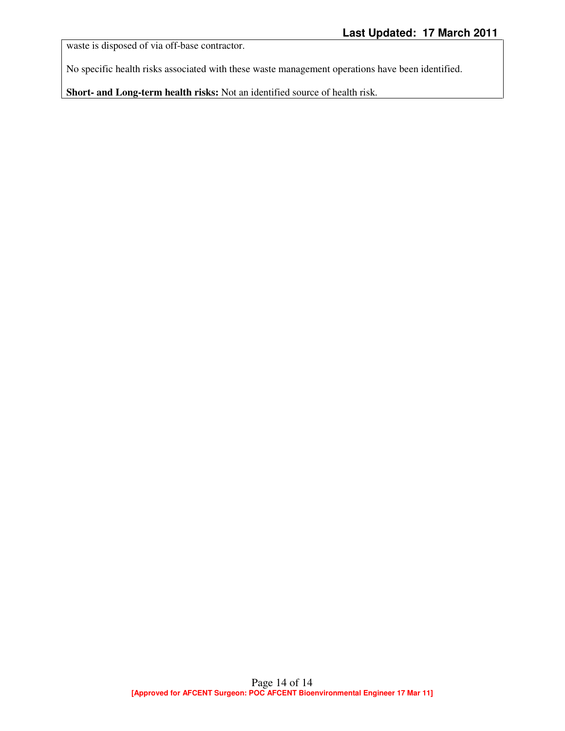waste is disposed of via off-base contractor.

No specific health risks associated with these waste management operations have been identified.

**Short- and Long-term health risks:** Not an identified source of health risk.